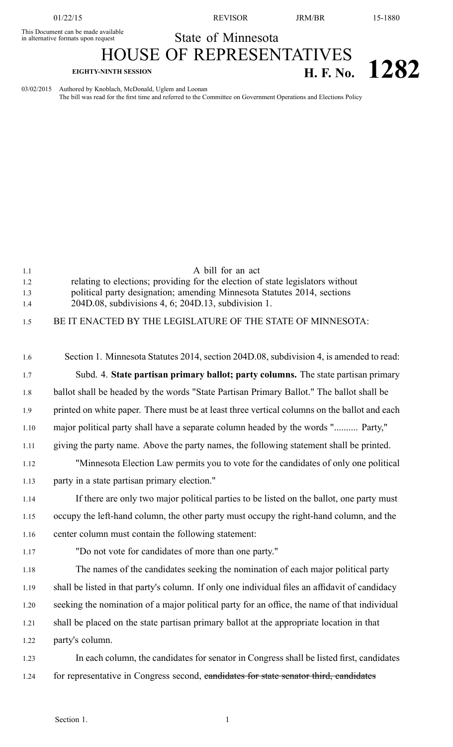This Document can be made available in alternative formats upon request

# State of Minnesota
# HOUSE OF REPRESENTATIVES

**EIGHTY-NINTH SESSION** **H. F. No. 1282**

03/02/2015 Authored by Knoblach, McDonald, Uglem and Loonan
The bill was read for the first time and referred to the Committee on Government Operations and Elections Policy

A bill for an act
relating to elections; providing for the election of state legislators without political party designation; amending Minnesota Statutes 2014, sections 204D.08, subdivisions 4, 6; 204D.13, subdivision 1.

BE IT ENACTED BY THE LEGISLATURE OF THE STATE OF MINNESOTA:

Section 1. Minnesota Statutes 2014, section 204D.08, subdivision 4, is amended to read:

Subd. 4. **State partisan primary ballot; party columns.** The state partisan primary ballot shall be headed by the words "State Partisan Primary Ballot." The ballot shall be printed on white paper. There must be at least three vertical columns on the ballot and each major political party shall have a separate column headed by the words ".......... Party," giving the party name. Above the party names, the following statement shall be printed.

"Minnesota Election Law permits you to vote for the candidates of only one political party in a state partisan primary election."

If there are only two major political parties to be listed on the ballot, one party must occupy the left-hand column, the other party must occupy the right-hand column, and the center column must contain the following statement:

"Do not vote for candidates of more than one party."

The names of the candidates seeking the nomination of each major political party shall be listed in that party's column. If only one individual files an affidavit of candidacy seeking the nomination of a major political party for an office, the name of that individual shall be placed on the state partisan primary ballot at the appropriate location in that party's column.

In each column, the candidates for senator in Congress shall be listed first, candidates for representative in Congress second, ~~candidates for state senator third, candidates~~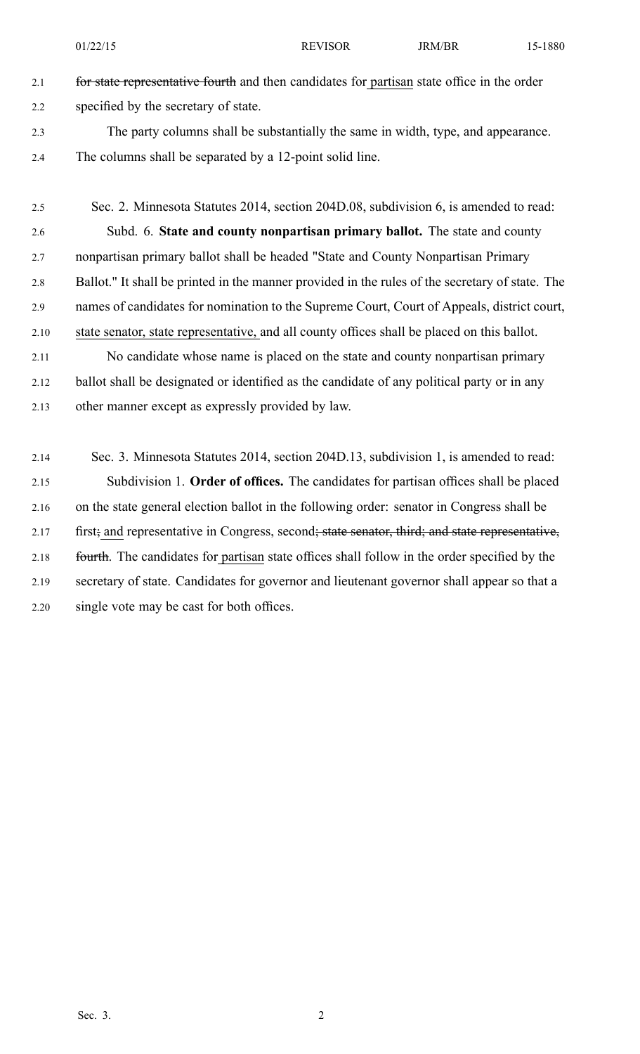~~for state representative fourth~~ and then candidates for partisan state office in the order specified by the secretary of state.

The party columns shall be substantially the same in width, type, and appearance. The columns shall be separated by a 12-point solid line.

Sec. 2. Minnesota Statutes 2014, section 204D.08, subdivision 6, is amended to read:

Subd. 6. **State and county nonpartisan primary ballot.** The state and county nonpartisan primary ballot shall be headed "State and County Nonpartisan Primary Ballot." It shall be printed in the manner provided in the rules of the secretary of state. The names of candidates for nomination to the Supreme Court, Court of Appeals, district court, state senator, state representative, and all county offices shall be placed on this ballot.

No candidate whose name is placed on the state and county nonpartisan primary ballot shall be designated or identified as the candidate of any political party or in any other manner except as expressly provided by law.

Sec. 3. Minnesota Statutes 2014, section 204D.13, subdivision 1, is amended to read:

Subdivision 1. **Order of offices.** The candidates for partisan offices shall be placed on the state general election ballot in the following order: senator in Congress shall be first~~;~~ and representative in Congress, second~~; state senator, third; and state representative, fourth~~. The candidates for partisan state offices shall follow in the order specified by the secretary of state. Candidates for governor and lieutenant governor shall appear so that a single vote may be cast for both offices.